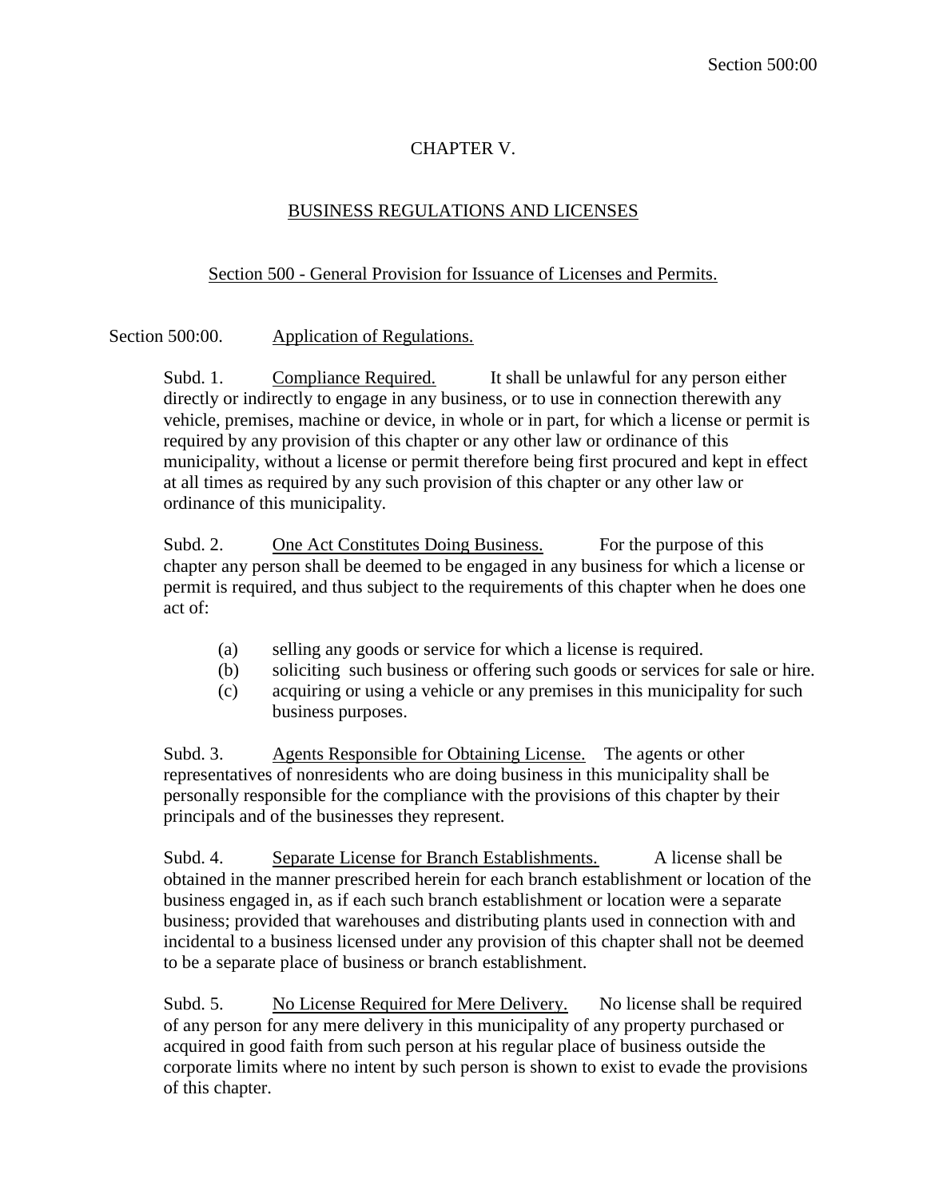# CHAPTER V.

## BUSINESS REGULATIONS AND LICENSES

### Section 500 - General Provision for Issuance of Licenses and Permits.

Section 500:00. Application of Regulations.

Subd. 1. Compliance Required. It shall be unlawful for any person either directly or indirectly to engage in any business, or to use in connection therewith any vehicle, premises, machine or device, in whole or in part, for which a license or permit is required by any provision of this chapter or any other law or ordinance of this municipality, without a license or permit therefore being first procured and kept in effect at all times as required by any such provision of this chapter or any other law or ordinance of this municipality.

Subd. 2. One Act Constitutes Doing Business. For the purpose of this chapter any person shall be deemed to be engaged in any business for which a license or permit is required, and thus subject to the requirements of this chapter when he does one act of:

(a) selling any goods or service for which a license is required.
(b) soliciting such business or offering such goods or services for sale or hire.
(c) acquiring or using a vehicle or any premises in this municipality for such business purposes.

Subd. 3. Agents Responsible for Obtaining License. The agents or other representatives of nonresidents who are doing business in this municipality shall be personally responsible for the compliance with the provisions of this chapter by their principals and of the businesses they represent.

Subd. 4. Separate License for Branch Establishments. A license shall be obtained in the manner prescribed herein for each branch establishment or location of the business engaged in, as if each such branch establishment or location were a separate business; provided that warehouses and distributing plants used in connection with and incidental to a business licensed under any provision of this chapter shall not be deemed to be a separate place of business or branch establishment.

Subd. 5. No License Required for Mere Delivery. No license shall be required of any person for any mere delivery in this municipality of any property purchased or acquired in good faith from such person at his regular place of business outside the corporate limits where no intent by such person is shown to exist to evade the provisions of this chapter.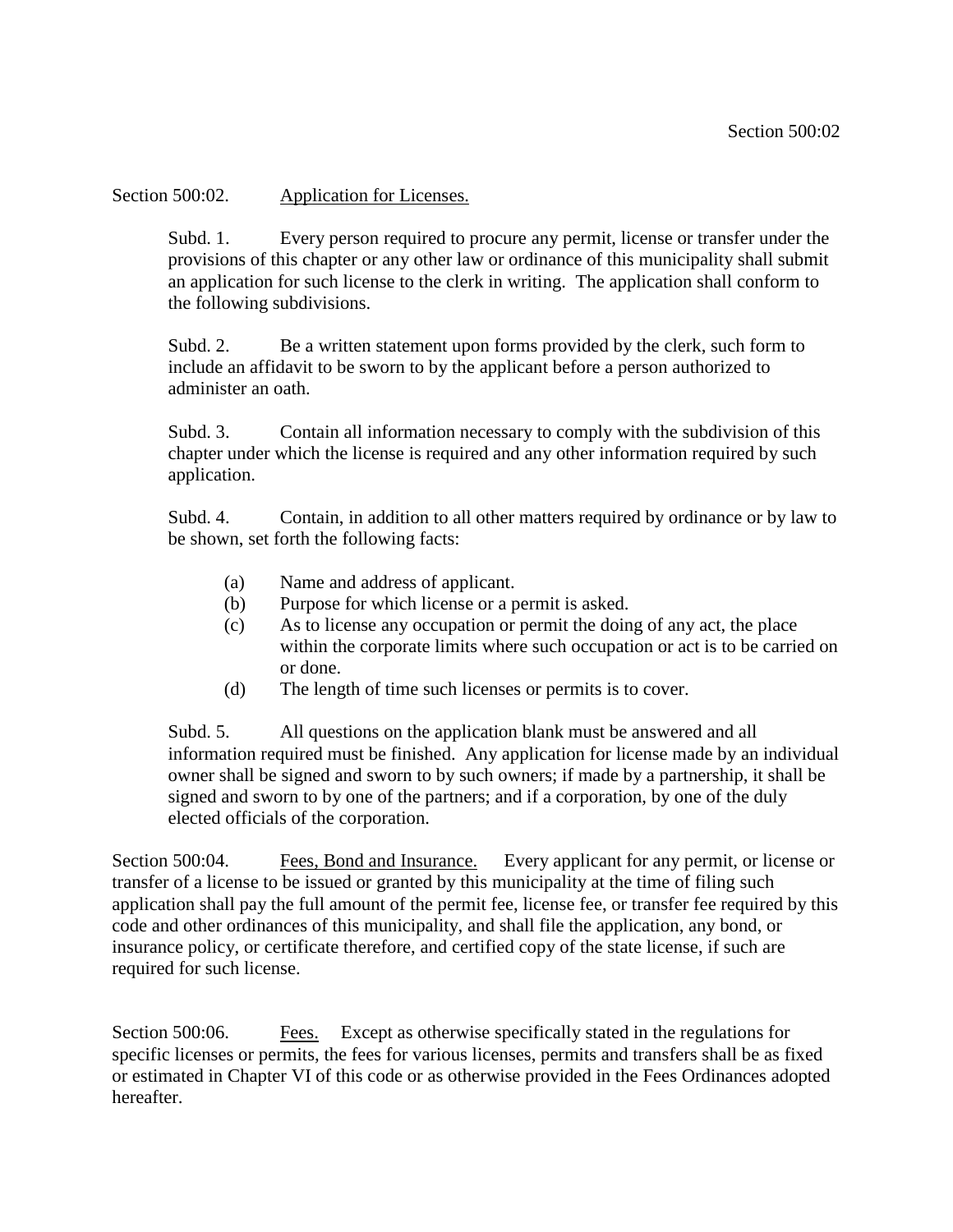Section 500:02. <u>Application for Licenses.</u>

Subd. 1. Every person required to procure any permit, license or transfer under the provisions of this chapter or any other law or ordinance of this municipality shall submit an application for such license to the clerk in writing. The application shall conform to the following subdivisions.

Subd. 2. Be a written statement upon forms provided by the clerk, such form to include an affidavit to be sworn to by the applicant before a person authorized to administer an oath.

Subd. 3. Contain all information necessary to comply with the subdivision of this chapter under which the license is required and any other information required by such application.

Subd. 4. Contain, in addition to all other matters required by ordinance or by law to be shown, set forth the following facts:

- (a) Name and address of applicant.
- (b) Purpose for which license or a permit is asked.
- (c) As to license any occupation or permit the doing of any act, the place within the corporate limits where such occupation or act is to be carried on or done.
- (d) The length of time such licenses or permits is to cover.

Subd. 5. All questions on the application blank must be answered and all information required must be finished. Any application for license made by an individual owner shall be signed and sworn to by such owners; if made by a partnership, it shall be signed and sworn to by one of the partners; and if a corporation, by one of the duly elected officials of the corporation.

Section 500:04. <u>Fees, Bond and Insurance.</u> Every applicant for any permit, or license or transfer of a license to be issued or granted by this municipality at the time of filing such application shall pay the full amount of the permit fee, license fee, or transfer fee required by this code and other ordinances of this municipality, and shall file the application, any bond, or insurance policy, or certificate therefore, and certified copy of the state license, if such are required for such license.

Section 500:06. <u>Fees.</u> Except as otherwise specifically stated in the regulations for specific licenses or permits, the fees for various licenses, permits and transfers shall be as fixed or estimated in Chapter VI of this code or as otherwise provided in the Fees Ordinances adopted hereafter.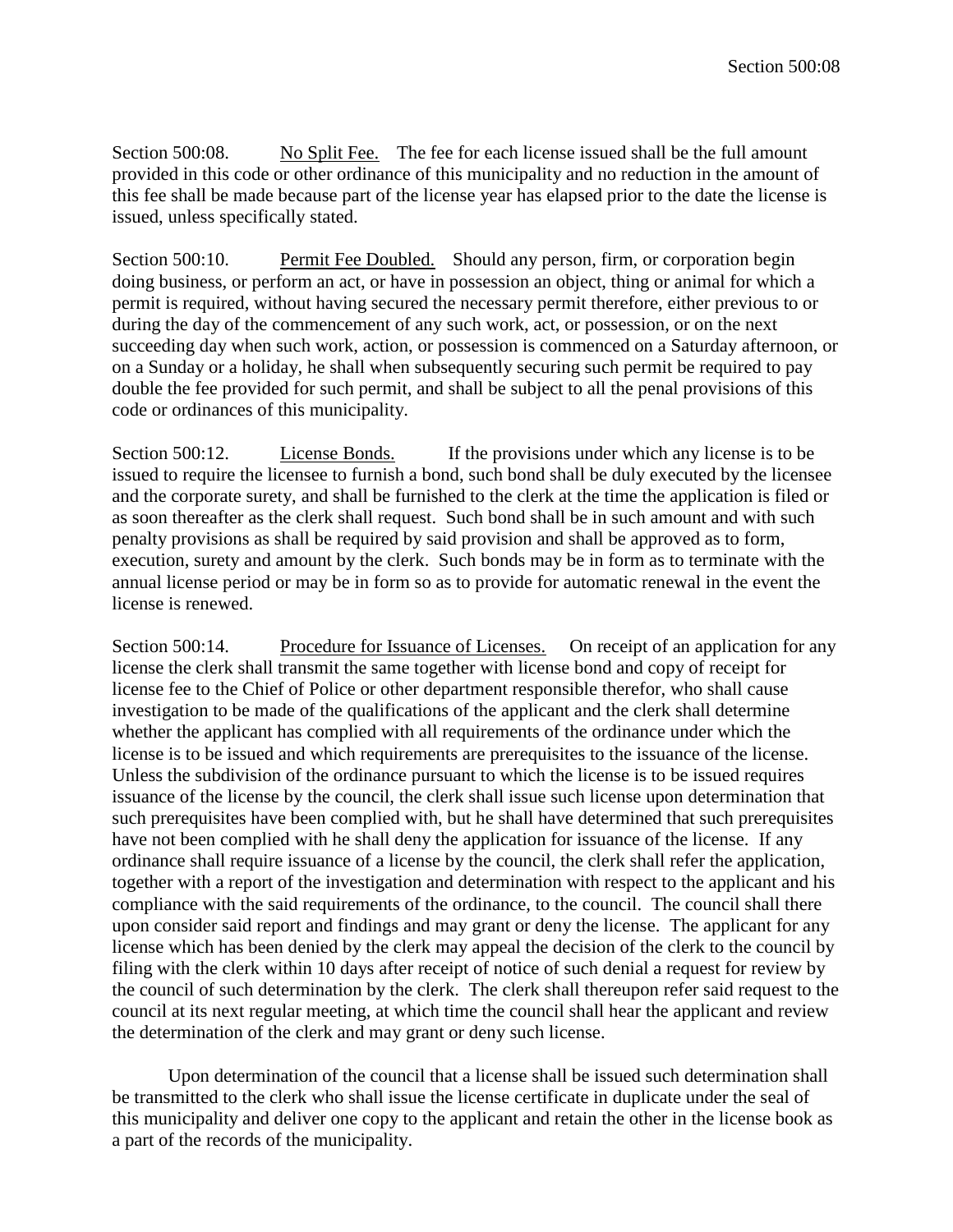Section 500:08. <u>No Split Fee.</u> The fee for each license issued shall be the full amount provided in this code or other ordinance of this municipality and no reduction in the amount of this fee shall be made because part of the license year has elapsed prior to the date the license is issued, unless specifically stated.

Section 500:10. <u>Permit Fee Doubled.</u> Should any person, firm, or corporation begin doing business, or perform an act, or have in possession an object, thing or animal for which a permit is required, without having secured the necessary permit therefore, either previous to or during the day of the commencement of any such work, act, or possession, or on the next succeeding day when such work, action, or possession is commenced on a Saturday afternoon, or on a Sunday or a holiday, he shall when subsequently securing such permit be required to pay double the fee provided for such permit, and shall be subject to all the penal provisions of this code or ordinances of this municipality.

Section 500:12. <u>License Bonds.</u> If the provisions under which any license is to be issued to require the licensee to furnish a bond, such bond shall be duly executed by the licensee and the corporate surety, and shall be furnished to the clerk at the time the application is filed or as soon thereafter as the clerk shall request. Such bond shall be in such amount and with such penalty provisions as shall be required by said provision and shall be approved as to form, execution, surety and amount by the clerk. Such bonds may be in form as to terminate with the annual license period or may be in form so as to provide for automatic renewal in the event the license is renewed.

Section 500:14. <u>Procedure for Issuance of Licenses.</u> On receipt of an application for any license the clerk shall transmit the same together with license bond and copy of receipt for license fee to the Chief of Police or other department responsible therefor, who shall cause investigation to be made of the qualifications of the applicant and the clerk shall determine whether the applicant has complied with all requirements of the ordinance under which the license is to be issued and which requirements are prerequisites to the issuance of the license. Unless the subdivision of the ordinance pursuant to which the license is to be issued requires issuance of the license by the council, the clerk shall issue such license upon determination that such prerequisites have been complied with, but he shall have determined that such prerequisites have not been complied with he shall deny the application for issuance of the license. If any ordinance shall require issuance of a license by the council, the clerk shall refer the application, together with a report of the investigation and determination with respect to the applicant and his compliance with the said requirements of the ordinance, to the council. The council shall there upon consider said report and findings and may grant or deny the license. The applicant for any license which has been denied by the clerk may appeal the decision of the clerk to the council by filing with the clerk within 10 days after receipt of notice of such denial a request for review by the council of such determination by the clerk. The clerk shall thereupon refer said request to the council at its next regular meeting, at which time the council shall hear the applicant and review the determination of the clerk and may grant or deny such license.

Upon determination of the council that a license shall be issued such determination shall be transmitted to the clerk who shall issue the license certificate in duplicate under the seal of this municipality and deliver one copy to the applicant and retain the other in the license book as a part of the records of the municipality.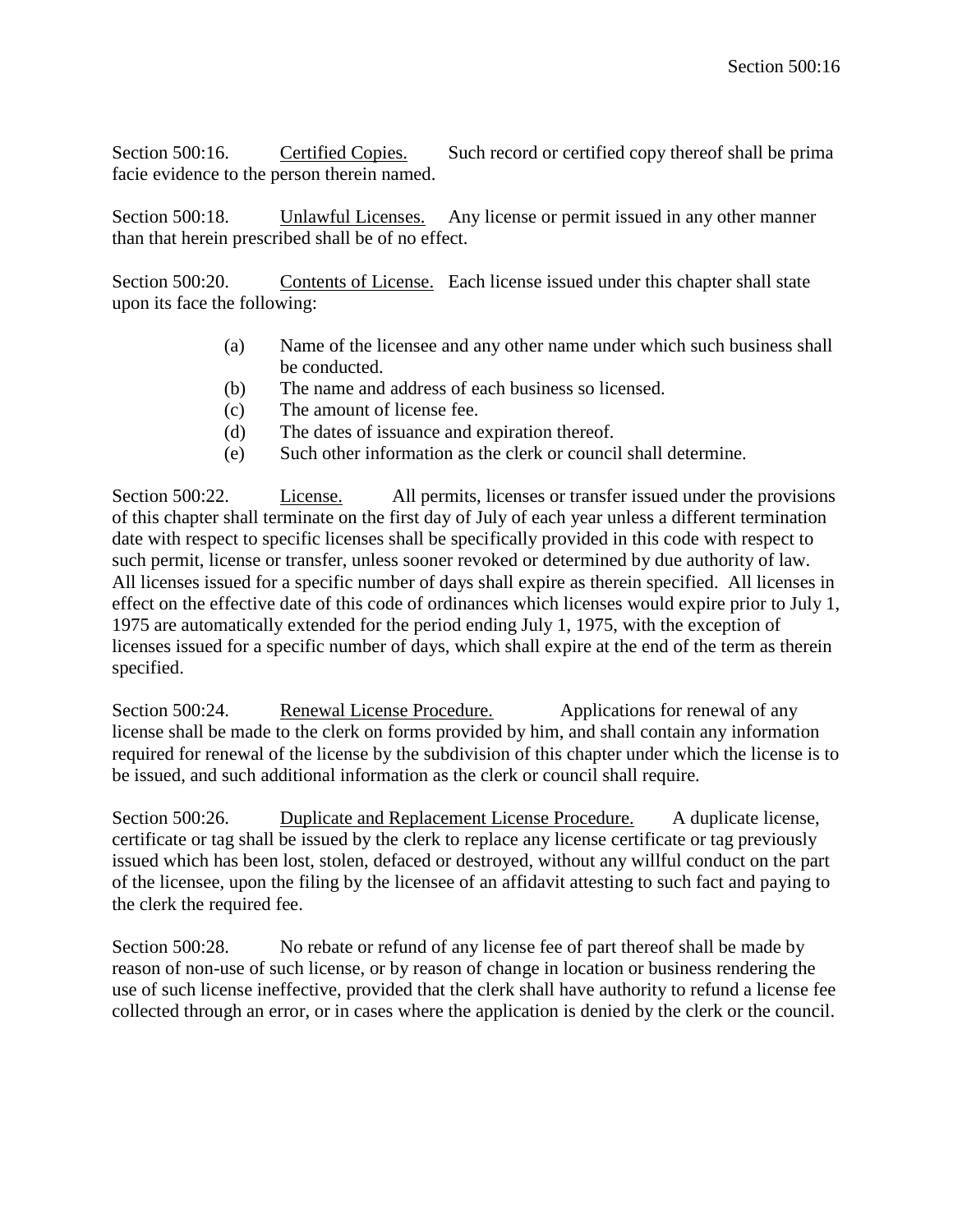Section 500:16. Certified Copies. Such record or certified copy thereof shall be prima facie evidence to the person therein named.

Section 500:18. Unlawful Licenses. Any license or permit issued in any other manner than that herein prescribed shall be of no effect.

Section 500:20. Contents of License. Each license issued under this chapter shall state upon its face the following:

(a) Name of the licensee and any other name under which such business shall be conducted.
(b) The name and address of each business so licensed.
(c) The amount of license fee.
(d) The dates of issuance and expiration thereof.
(e) Such other information as the clerk or council shall determine.

Section 500:22. License. All permits, licenses or transfer issued under the provisions of this chapter shall terminate on the first day of July of each year unless a different termination date with respect to specific licenses shall be specifically provided in this code with respect to such permit, license or transfer, unless sooner revoked or determined by due authority of law. All licenses issued for a specific number of days shall expire as therein specified. All licenses in effect on the effective date of this code of ordinances which licenses would expire prior to July 1, 1975 are automatically extended for the period ending July 1, 1975, with the exception of licenses issued for a specific number of days, which shall expire at the end of the term as therein specified.

Section 500:24. Renewal License Procedure. Applications for renewal of any license shall be made to the clerk on forms provided by him, and shall contain any information required for renewal of the license by the subdivision of this chapter under which the license is to be issued, and such additional information as the clerk or council shall require.

Section 500:26. Duplicate and Replacement License Procedure. A duplicate license, certificate or tag shall be issued by the clerk to replace any license certificate or tag previously issued which has been lost, stolen, defaced or destroyed, without any willful conduct on the part of the licensee, upon the filing by the licensee of an affidavit attesting to such fact and paying to the clerk the required fee.

Section 500:28. No rebate or refund of any license fee of part thereof shall be made by reason of non-use of such license, or by reason of change in location or business rendering the use of such license ineffective, provided that the clerk shall have authority to refund a license fee collected through an error, or in cases where the application is denied by the clerk or the council.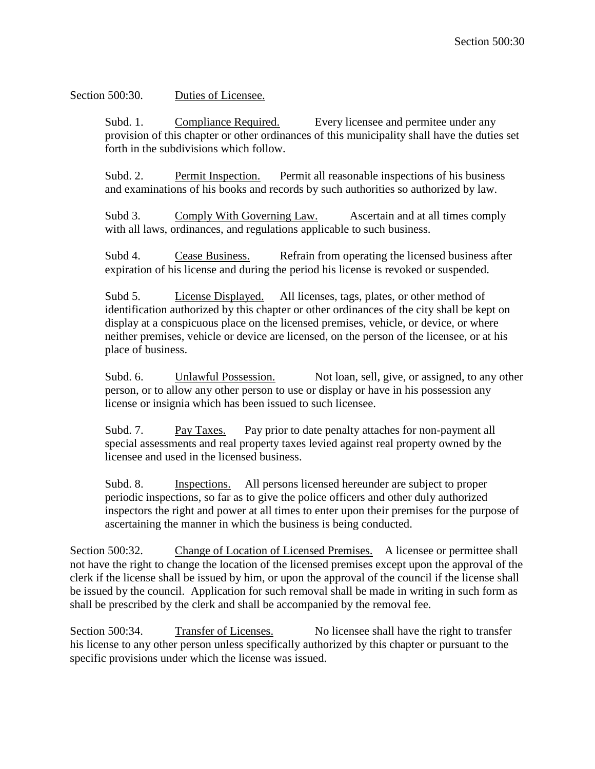Section 500:30. Duties of Licensee.

Subd. 1. Compliance Required. Every licensee and permitee under any provision of this chapter or other ordinances of this municipality shall have the duties set forth in the subdivisions which follow.

Subd. 2. Permit Inspection. Permit all reasonable inspections of his business and examinations of his books and records by such authorities so authorized by law.

Subd 3. Comply With Governing Law. Ascertain and at all times comply with all laws, ordinances, and regulations applicable to such business.

Subd 4. Cease Business. Refrain from operating the licensed business after expiration of his license and during the period his license is revoked or suspended.

Subd 5. License Displayed. All licenses, tags, plates, or other method of identification authorized by this chapter or other ordinances of the city shall be kept on display at a conspicuous place on the licensed premises, vehicle, or device, or where neither premises, vehicle or device are licensed, on the person of the licensee, or at his place of business.

Subd. 6. Unlawful Possession. Not loan, sell, give, or assigned, to any other person, or to allow any other person to use or display or have in his possession any license or insignia which has been issued to such licensee.

Subd. 7. Pay Taxes. Pay prior to date penalty attaches for non-payment all special assessments and real property taxes levied against real property owned by the licensee and used in the licensed business.

Subd. 8. Inspections. All persons licensed hereunder are subject to proper periodic inspections, so far as to give the police officers and other duly authorized inspectors the right and power at all times to enter upon their premises for the purpose of ascertaining the manner in which the business is being conducted.

Section 500:32. Change of Location of Licensed Premises. A licensee or permittee shall not have the right to change the location of the licensed premises except upon the approval of the clerk if the license shall be issued by him, or upon the approval of the council if the license shall be issued by the council. Application for such removal shall be made in writing in such form as shall be prescribed by the clerk and shall be accompanied by the removal fee.

Section 500:34. Transfer of Licenses. No licensee shall have the right to transfer his license to any other person unless specifically authorized by this chapter or pursuant to the specific provisions under which the license was issued.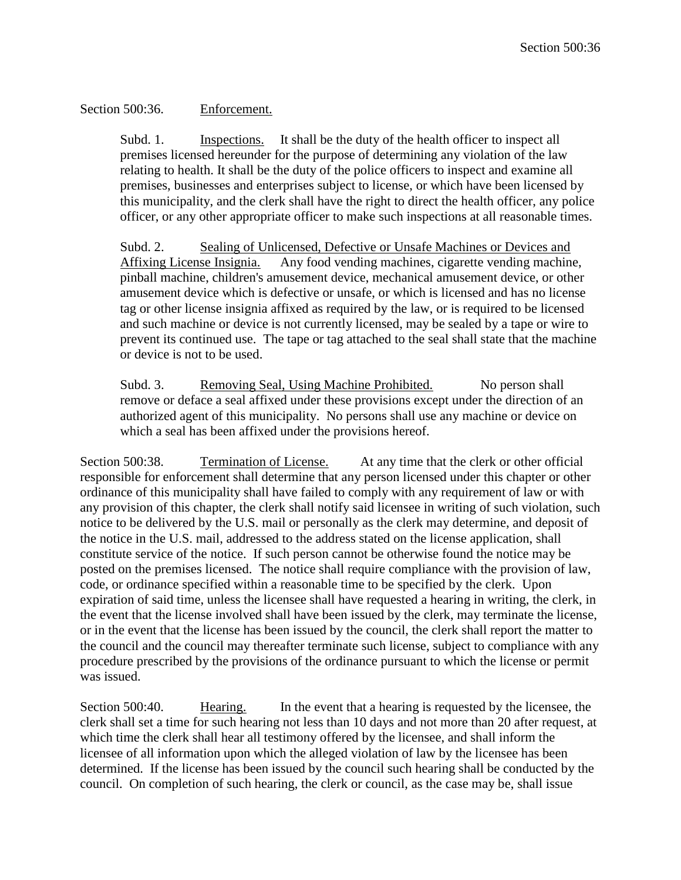Section 500:36. Enforcement.

Subd. 1. Inspections. It shall be the duty of the health officer to inspect all premises licensed hereunder for the purpose of determining any violation of the law relating to health. It shall be the duty of the police officers to inspect and examine all premises, businesses and enterprises subject to license, or which have been licensed by this municipality, and the clerk shall have the right to direct the health officer, any police officer, or any other appropriate officer to make such inspections at all reasonable times.

Subd. 2. Sealing of Unlicensed, Defective or Unsafe Machines or Devices and Affixing License Insignia. Any food vending machines, cigarette vending machine, pinball machine, children's amusement device, mechanical amusement device, or other amusement device which is defective or unsafe, or which is licensed and has no license tag or other license insignia affixed as required by the law, or is required to be licensed and such machine or device is not currently licensed, may be sealed by a tape or wire to prevent its continued use. The tape or tag attached to the seal shall state that the machine or device is not to be used.

Subd. 3. Removing Seal, Using Machine Prohibited. No person shall remove or deface a seal affixed under these provisions except under the direction of an authorized agent of this municipality. No persons shall use any machine or device on which a seal has been affixed under the provisions hereof.

Section 500:38. Termination of License. At any time that the clerk or other official responsible for enforcement shall determine that any person licensed under this chapter or other ordinance of this municipality shall have failed to comply with any requirement of law or with any provision of this chapter, the clerk shall notify said licensee in writing of such violation, such notice to be delivered by the U.S. mail or personally as the clerk may determine, and deposit of the notice in the U.S. mail, addressed to the address stated on the license application, shall constitute service of the notice. If such person cannot be otherwise found the notice may be posted on the premises licensed. The notice shall require compliance with the provision of law, code, or ordinance specified within a reasonable time to be specified by the clerk. Upon expiration of said time, unless the licensee shall have requested a hearing in writing, the clerk, in the event that the license involved shall have been issued by the clerk, may terminate the license, or in the event that the license has been issued by the council, the clerk shall report the matter to the council and the council may thereafter terminate such license, subject to compliance with any procedure prescribed by the provisions of the ordinance pursuant to which the license or permit was issued.

Section 500:40. Hearing. In the event that a hearing is requested by the licensee, the clerk shall set a time for such hearing not less than 10 days and not more than 20 after request, at which time the clerk shall hear all testimony offered by the licensee, and shall inform the licensee of all information upon which the alleged violation of law by the licensee has been determined. If the license has been issued by the council such hearing shall be conducted by the council. On completion of such hearing, the clerk or council, as the case may be, shall issue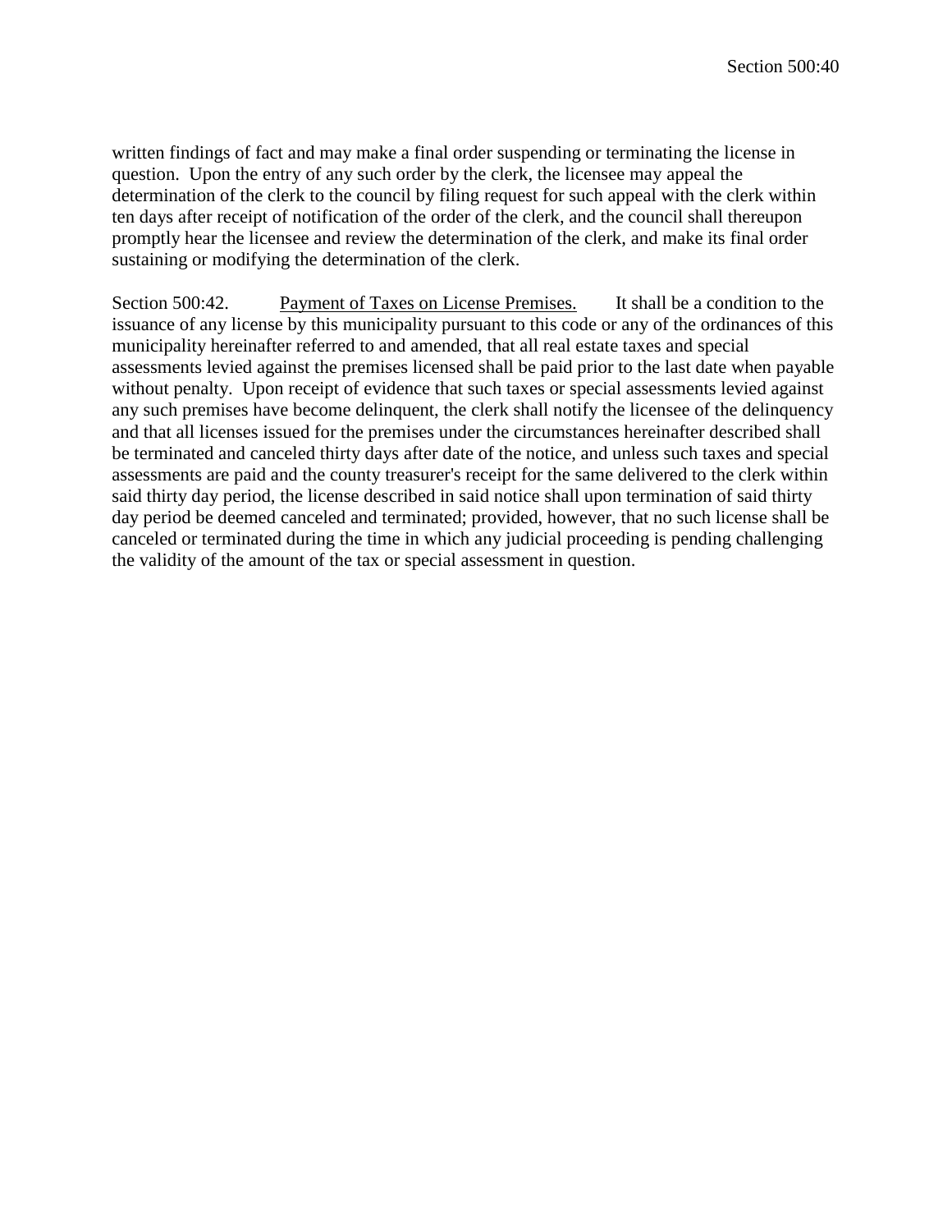written findings of fact and may make a final order suspending or terminating the license in question. Upon the entry of any such order by the clerk, the licensee may appeal the determination of the clerk to the council by filing request for such appeal with the clerk within ten days after receipt of notification of the order of the clerk, and the council shall thereupon promptly hear the licensee and review the determination of the clerk, and make its final order sustaining or modifying the determination of the clerk.

Section 500:42. Payment of Taxes on License Premises. It shall be a condition to the issuance of any license by this municipality pursuant to this code or any of the ordinances of this municipality hereinafter referred to and amended, that all real estate taxes and special assessments levied against the premises licensed shall be paid prior to the last date when payable without penalty. Upon receipt of evidence that such taxes or special assessments levied against any such premises have become delinquent, the clerk shall notify the licensee of the delinquency and that all licenses issued for the premises under the circumstances hereinafter described shall be terminated and canceled thirty days after date of the notice, and unless such taxes and special assessments are paid and the county treasurer's receipt for the same delivered to the clerk within said thirty day period, the license described in said notice shall upon termination of said thirty day period be deemed canceled and terminated; provided, however, that no such license shall be canceled or terminated during the time in which any judicial proceeding is pending challenging the validity of the amount of the tax or special assessment in question.